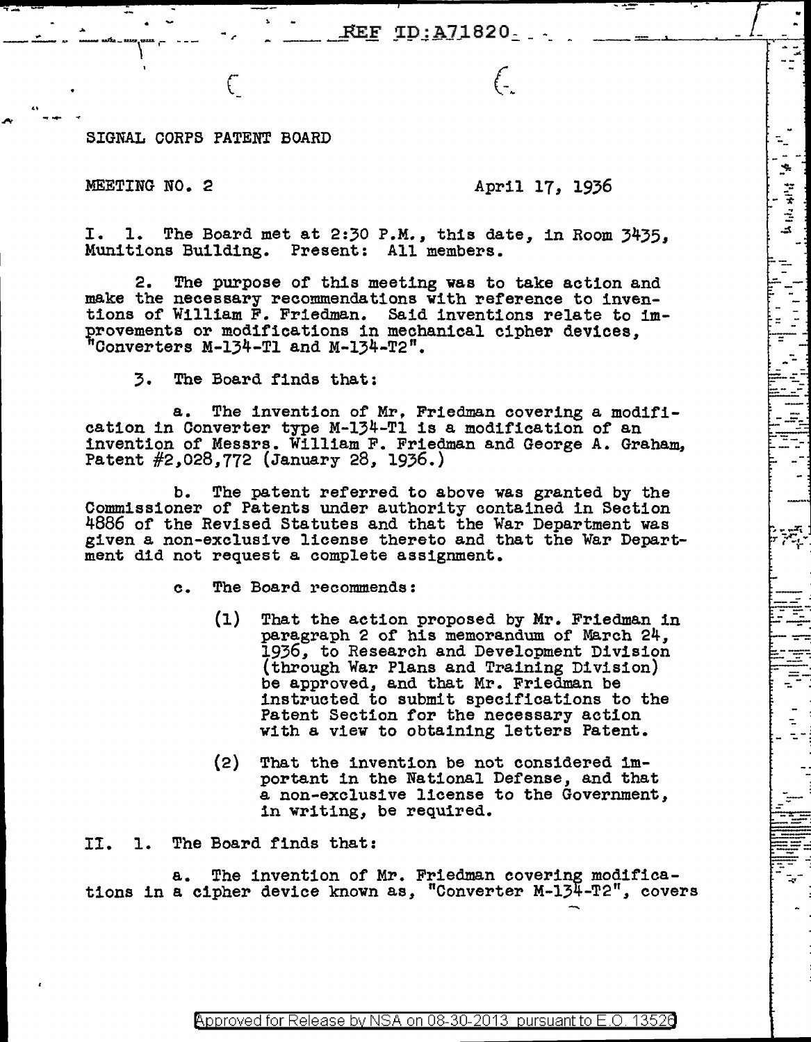SIGNAL CORPS PATENT BOARD

MEETING NO. 2 April 17, 1936

I. 1. The Board met at 2:30 P.M., this date, in Room 3435, Munitions Building. Present: All members.

2. The purpose of this meeting was to take action and make the necessary recommendations with reference to inventions of William F. Friedman. Said inventions relate to improvements or modifications in mechanical cipher devices, "Converters M-134-T1 and M-134-T2".

3. The Board finds that:

a. The invention of Mr. Friedman covering a modification in Converter type M-134-T1 is a modification of an invention of Messrs. William F. Friedman and George A. Graham, Patent #2,028,772 (January 28, 1936.)

b. The patent referred to above was granted by the Commissioner of Patents under authority contained in Section 4886 of the Revised Statutes and that the War Department was given a non-exclusive license thereto and that the War Department did not request a complete assignment.

c. The Board recommends:

(1) That the action proposed by Mr. Friedman in paragraph 2 of his memorandum of March 24, 1936, to Research and Development Division (through War Plans and Training Division) be approved, and that Mr. Friedman be instructed to submit specifications to the Patent Section for the necessary action with a view to obtaining letters Patent.

(2) That the invention be not considered important in the National Defense, and that a non-exclusive license to the Government, in writing, be required.

II. 1. The Board finds that:

a. The invention of Mr. Friedman covering modifications in a cipher device known as, "Converter M-134-T2", covers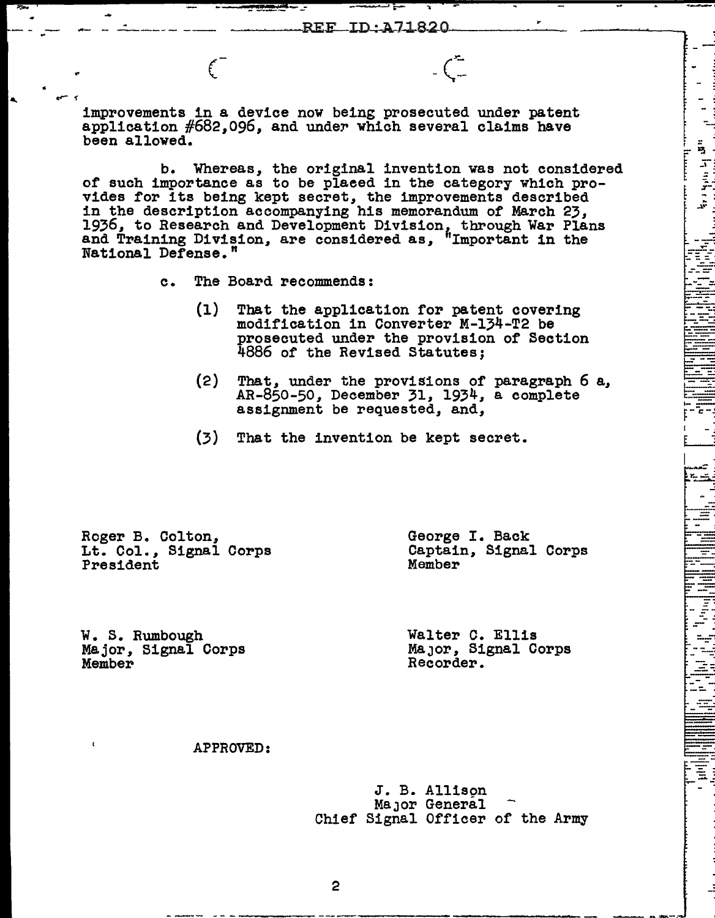improvements in a device now being prosecuted under patent application #682,096, and under which several claims have been allowed.

b. Whereas, the original invention was not considered of such importance as to be placed in the category which provides for its being kept secret, the improvements described in the description accompanying his memorandum of March 23, 1936, to Research and Development Division, through War Plans and Training Division, are considered as, "Important in the National Defense."

c. The Board recommends:

(1) That the application for patent covering modification in Converter M-134-T2 be prosecuted under the provision of Section 4886 of the Revised Statutes;

(2) That, under the provisions of paragraph 6 a, AR-850-50, December 31, 1934, a complete assignment be requested, and,

(3) That the invention be kept secret.

Roger B. Colton,
Lt. Col., Signal Corps
President

George I. Back
Captain, Signal Corps
Member

W. S. Rumbough
Major, Signal Corps
Member

Walter C. Ellis
Major, Signal Corps
Recorder.

APPROVED:

J. B. Allison
Major General
Chief Signal Officer of the Army